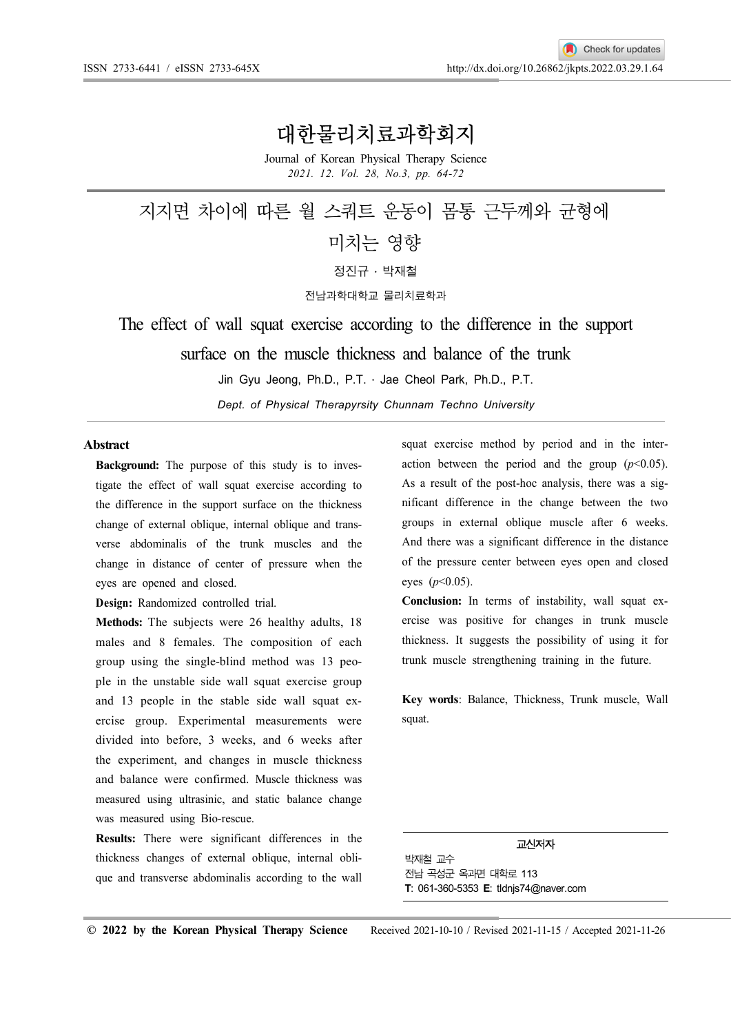# 대한물리치료과학회지

Journal of Korean Physical Therapy Science

# 지지면 차이에 따른 월 스쿼트 운동이 몸통 근두께와 균형에 미치는 영향

정진규 · 박재철

전남과학대학교 물리치료학과

# The effect of wall squat exercise according to the difference in the support surface on the muscle thickness and balance of the trunk

Jin Gyu Jeong, Ph.D., P.T. · Jae Cheol Park, Ph.D., P.T.

*Dept. of Physical Therapyrsity Chunnam Techno University*

## Abstract

**Background:** The purpose of this study is to investigate the effect of wall squat exercise according to the difference in the support surface on the thickness change of external oblique, internal oblique and transverse abdominalis of the trunk muscles and the change in distance of center of pressure when the eyes are opened and closed.

**Design:** Randomized controlled trial.

**Methods:** The subjects were 26 healthy adults, 18 males and 8 females. The composition of each group using the single-blind method was 13 people in the unstable side wall squat exercise group and 13 people in the stable side wall squat exercise group. Experimental measurements were divided into before, 3 weeks, and 6 weeks after the experiment, and changes in muscle thickness and balance were confirmed. Muscle thickness was measured using ultrasinic, and static balance change was measured using Bio-rescue.

**Results:** There were significant differences in the thickness changes of external oblique, internal oblique and transverse abdominalis according to the wall squat exercise method by period and in the interaction between the period and the group ($p<0.05$). As a result of the post-hoc analysis, there was a significant difference in the change between the two groups in external oblique muscle after 6 weeks. And there was a significant difference in the distance of the pressure center between eyes open and closed eyes ($p<0.05$).

**Conclusion:** In terms of instability, wall squat exercise was positive for changes in trunk muscle thickness. It suggests the possibility of using it for trunk muscle strengthening training in the future.

**Key words**: Balance, Thickness, Trunk muscle, Wall squat.

**교신저자**
박재철 교수
전남 곡성군 옥과면 대학로 113
**T**: 061-360-5353 **E**: tldnjs74@naver.com

**© 2022 by the Korean Physical Therapy Science** Received 2021-10-10 / Revised 2021-11-15 / Accepted 2021-11-26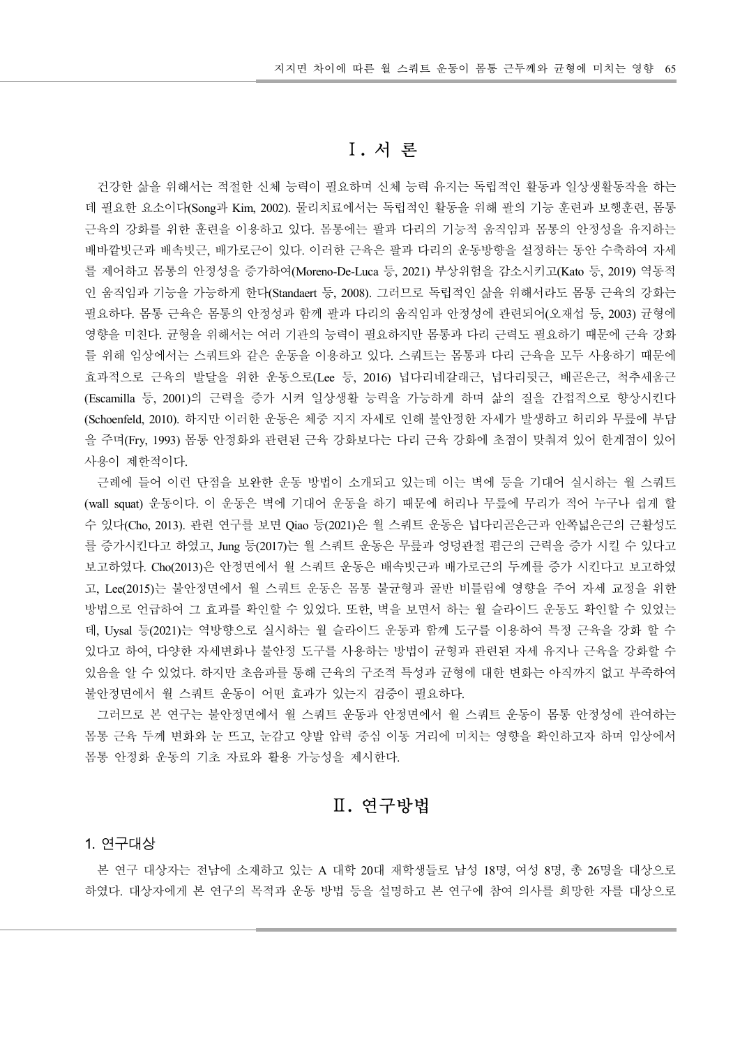# Ⅰ. 서 론

건강한 삶을 위해서는 적절한 신체 능력이 필요하며 신체 능력 유지는 독립적인 활동과 일상생활동작을 하는데 필요한 요소이다(Song과 Kim, 2002). 물리치료에서는 독립적인 활동을 위해 팔의 기능 훈련과 보행훈련, 몸통 근육의 강화를 위한 훈련을 이용하고 있다. 몸통에는 팔과 다리의 기능적 움직임과 몸통의 안정성을 유지하는 배바깥빗근과 배속빗근, 배가로근이 있다. 이러한 근육은 팔과 다리의 운동방향을 설정하는 동안 수축하여 자세를 제어하고 몸통의 안정성을 증가하여(Moreno-De-Luca 등, 2021) 부상위험을 감소시키고(Kato 등, 2019) 역동적인 움직임과 기능을 가능하게 한다(Standaert 등, 2008). 그러므로 독립적인 삶을 위해서라도 몸통 근육의 강화는 필요하다. 몸통 근육은 몸통의 안정성과 함께 팔과 다리의 움직임과 안정성에 관련되어(오재섭 등, 2003) 균형에 영향을 미친다. 균형을 위해서는 여러 기관의 능력이 필요하지만 몸통과 다리 근력도 필요하기 때문에 근육 강화를 위해 임상에서는 스쿼트와 같은 운동을 이용하고 있다. 스쿼트는 몸통과 다리 근육을 모두 사용하기 때문에 효과적으로 근육의 발달을 위한 운동으로(Lee 등, 2016) 넙다리네갈래근, 넙다리뒷근, 배곧은근, 척추세움근(Escamilla 등, 2001)의 근력을 증가 시켜 일상생활 능력을 가능하게 하며 삶의 질을 간접적으로 향상시킨다(Schoenfeld, 2010). 하지만 이러한 운동은 체중 지지 자세로 인해 불안정한 자세가 발생하고 허리와 무릎에 부담을 주며(Fry, 1993) 몸통 안정화와 관련된 근육 강화보다는 다리 근육 강화에 초점이 맞춰져 있어 한계점이 있어 사용이 제한적이다.

근례에 들어 이런 단점을 보완한 운동 방법이 소개되고 있는데 이는 벽에 등을 기대어 실시하는 월 스쿼트(wall squat) 운동이다. 이 운동은 벽에 기대어 운동을 하기 때문에 허리나 무릎에 무리가 적어 누구나 쉽게 할 수 있다(Cho, 2013). 관련 연구를 보면 Qiao 등(2021)은 월 스쿼트 운동은 넙다리곧은근과 안쪽넓은근의 근활성도를 증가시킨다고 하였고, Jung 등(2017)는 월 스쿼트 운동은 무릎과 엉덩관절 폄근의 근력을 증가 시킬 수 있다고 보고하였다. Cho(2013)은 안정면에서 월 스쿼트 운동은 배속빗근과 배가로근의 두께를 증가 시킨다고 보고하였고, Lee(2015)는 불안정면에서 월 스쿼트 운동은 몸통 불균형과 골반 비틀림에 영향을 주어 자세 교정을 위한 방법으로 언급하여 그 효과를 확인할 수 있었다. 또한, 벽을 보면서 하는 월 슬라이드 운동도 확인할 수 있었는데, Uysal 등(2021)는 역방향으로 실시하는 월 슬라이드 운동과 함께 도구를 이용하여 특정 근육을 강화 할 수 있다고 하여, 다양한 자세변화나 불안정 도구를 사용하는 방법이 균형과 관련된 자세 유지나 근육을 강화할 수 있음을 알 수 있었다. 하지만 초음파를 통해 근육의 구조적 특성과 균형에 대한 변화는 아직까지 없고 부족하여 불안정면에서 월 스쿼트 운동이 어떤 효과가 있는지 검증이 필요하다.

그러므로 본 연구는 불안정면에서 월 스쿼트 운동과 안정면에서 월 스쿼트 운동이 몸통 안정성에 관여하는 몸통 근육 두께 변화와 눈 뜨고, 눈감고 양발 압력 중심 이동 거리에 미치는 영향을 확인하고자 하며 임상에서 몸통 안정화 운동의 기초 자료와 활용 가능성을 제시한다.

# Ⅱ. 연구방법

## 1. 연구대상

본 연구 대상자는 전남에 소재하고 있는 A 대학 20대 재학생들로 남성 18명, 여성 8명, 총 26명을 대상으로 하였다. 대상자에게 본 연구의 목적과 운동 방법 등을 설명하고 본 연구에 참여 의사를 희망한 자를 대상으로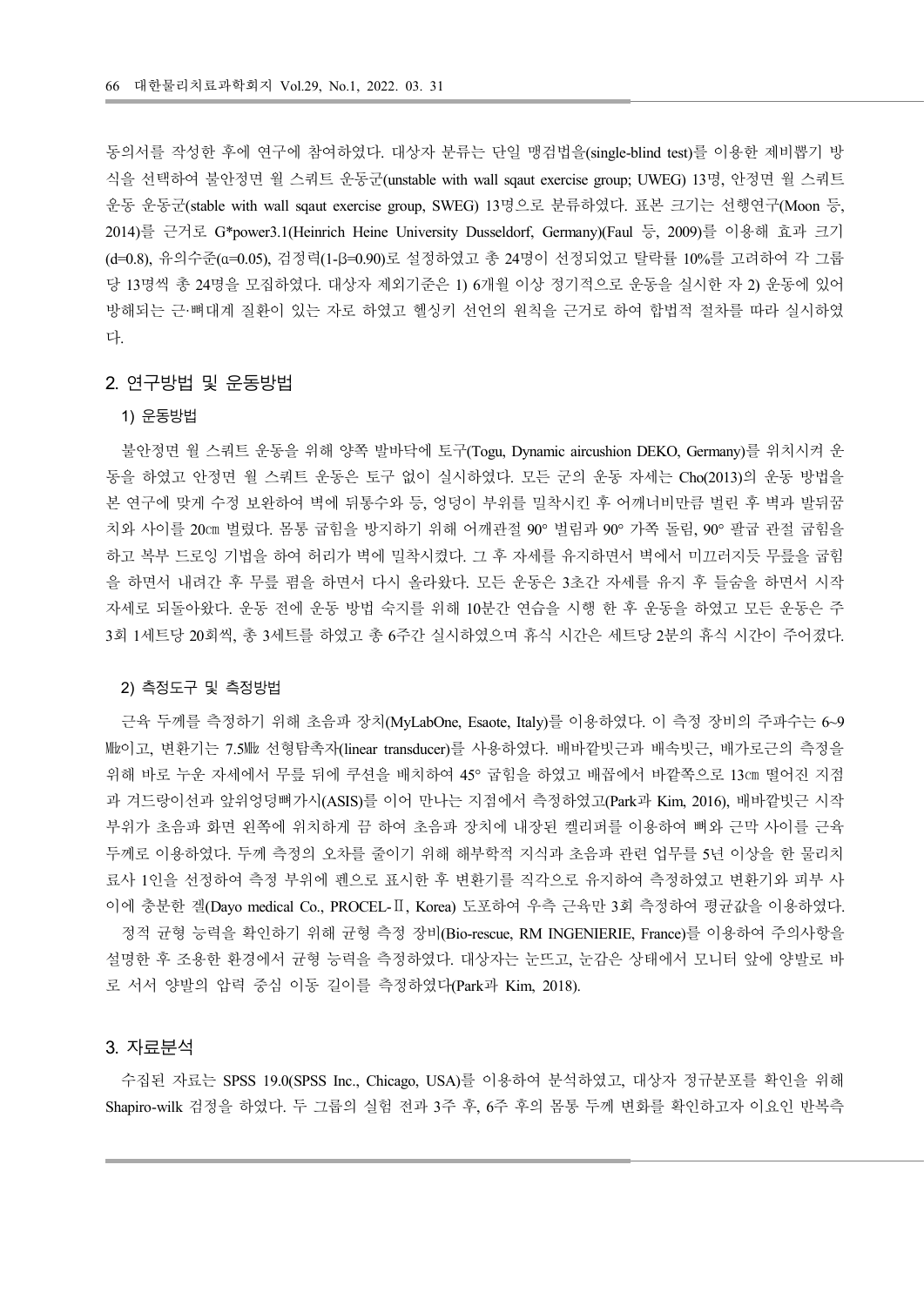동의서를 작성한 후에 연구에 참여하였다. 대상자 분류는 단일 맹검법을(single-blind test)를 이용한 제비뽑기 방식을 선택하여 불안정면 월 스쿼트 운동군(unstable with wall sqaut exercise group; UWEG) 13명, 안정면 월 스쿼트 운동 운동군(stable with wall sqaut exercise group, SWEG) 13명으로 분류하였다. 표본 크기는 선행연구(Moon 등, 2014)를 근거로 G*power3.1(Heinrich Heine University Dusseldorf, Germany)(Faul 등, 2009)를 이용해 효과 크기(d=0.8), 유의수준(α=0.05), 검정력(1-β=0.90)로 설정하였고 총 24명이 선정되었고 탈락률 10%를 고려하여 각 그룹 당 13명씩 총 24명을 모집하였다. 대상자 제외기준은 1) 6개월 이상 정기적으로 운동을 실시한 자 2) 운동에 있어 방해되는 근·뼈대계 질환이 있는 자로 하였고 헬싱키 선언의 원칙을 근거로 하여 합법적 절차를 따라 실시하였다.

## 2. 연구방법 및 운동방법

### 1) 운동방법

불안정면 월 스쿼트 운동을 위해 양쪽 발바닥에 토구(Togu, Dynamic aircushion DEKO, Germany)를 위치시켜 운동을 하였고 안정면 월 스쿼트 운동은 토구 없이 실시하였다. 모든 군의 운동 자세는 Cho(2013)의 운동 방법을 본 연구에 맞게 수정 보완하여 벽에 뒤통수와 등, 엉덩이 부위를 밀착시킨 후 어깨너비만큼 벌린 후 벽과 발뒤꿈치와 사이를 20㎝ 벌렸다. 몸통 굽힘을 방지하기 위해 어깨관절 90° 벌림과 90° 가쪽 돌림, 90° 팔굽 관절 굽힘을 하고 복부 드로잉 기법을 하여 허리가 벽에 밀착시켰다. 그 후 자세를 유지하면서 벽에서 미끄러지듯 무릎을 굽힘을 하면서 내려간 후 무릎 폄을 하면서 다시 올라왔다. 모든 운동은 3초간 자세를 유지 후 들숨을 하면서 시작 자세로 되돌아왔다. 운동 전에 운동 방법 숙지를 위해 10분간 연습을 시행 한 후 운동을 하였고 모든 운동은 주 3회 1세트당 20회씩, 총 3세트를 하였고 총 6주간 실시하였으며 휴식 시간은 세트당 2분의 휴식 시간이 주어졌다.

### 2) 측정도구 및 측정방법

근육 두께를 측정하기 위해 초음파 장치(MyLabOne, Esaote, Italy)를 이용하였다. 이 측정 장비의 주파수는 6~9 ㎒이고, 변환기는 7.5㎒ 선형탐촉자(linear transducer)를 사용하였다. 배바깥빗근과 배속빗근, 배가로근의 측정을 위해 바로 누운 자세에서 무릎 뒤에 쿠션을 배치하여 45° 굽힘을 하였고 배꼽에서 바깥쪽으로 13㎝ 떨어진 지점과 겨드랑이선과 앞위엉덩뼈가시(ASIS)를 이어 만나는 지점에서 측정하였고(Park과 Kim, 2016), 배바깥빗근 시작 부위가 초음파 화면 왼쪽에 위치하게 끔 하여 초음파 장치에 내장된 켈리퍼를 이용하여 뼈와 근막 사이를 근육 두께로 이용하였다. 두께 측정의 오차를 줄이기 위해 해부학적 지식과 초음파 관련 업무를 5년 이상을 한 물리치료사 1인을 선정하여 측정 부위에 펜으로 표시한 후 변환기를 직각으로 유지하여 측정하였고 변환기와 피부 사이에 충분한 겔(Dayo medical Co., PROCEL-Ⅱ, Korea) 도포하여 우측 근육만 3회 측정하여 평균값을 이용하였다.

정적 균형 능력을 확인하기 위해 균형 측정 장비(Bio-rescue, RM INGENIERIE, France)를 이용하여 주의사항을 설명한 후 조용한 환경에서 균형 능력을 측정하였다. 대상자는 눈뜨고, 눈감은 상태에서 모니터 앞에 양발로 바로 서서 양발의 압력 중심 이동 길이를 측정하였다(Park과 Kim, 2018).

## 3. 자료분석

수집된 자료는 SPSS 19.0(SPSS Inc., Chicago, USA)를 이용하여 분석하였고, 대상자 정규분포를 확인을 위해 Shapiro-wilk 검정을 하였다. 두 그룹의 실험 전과 3주 후, 6주 후의 몸통 두께 변화를 확인하고자 이요인 반복측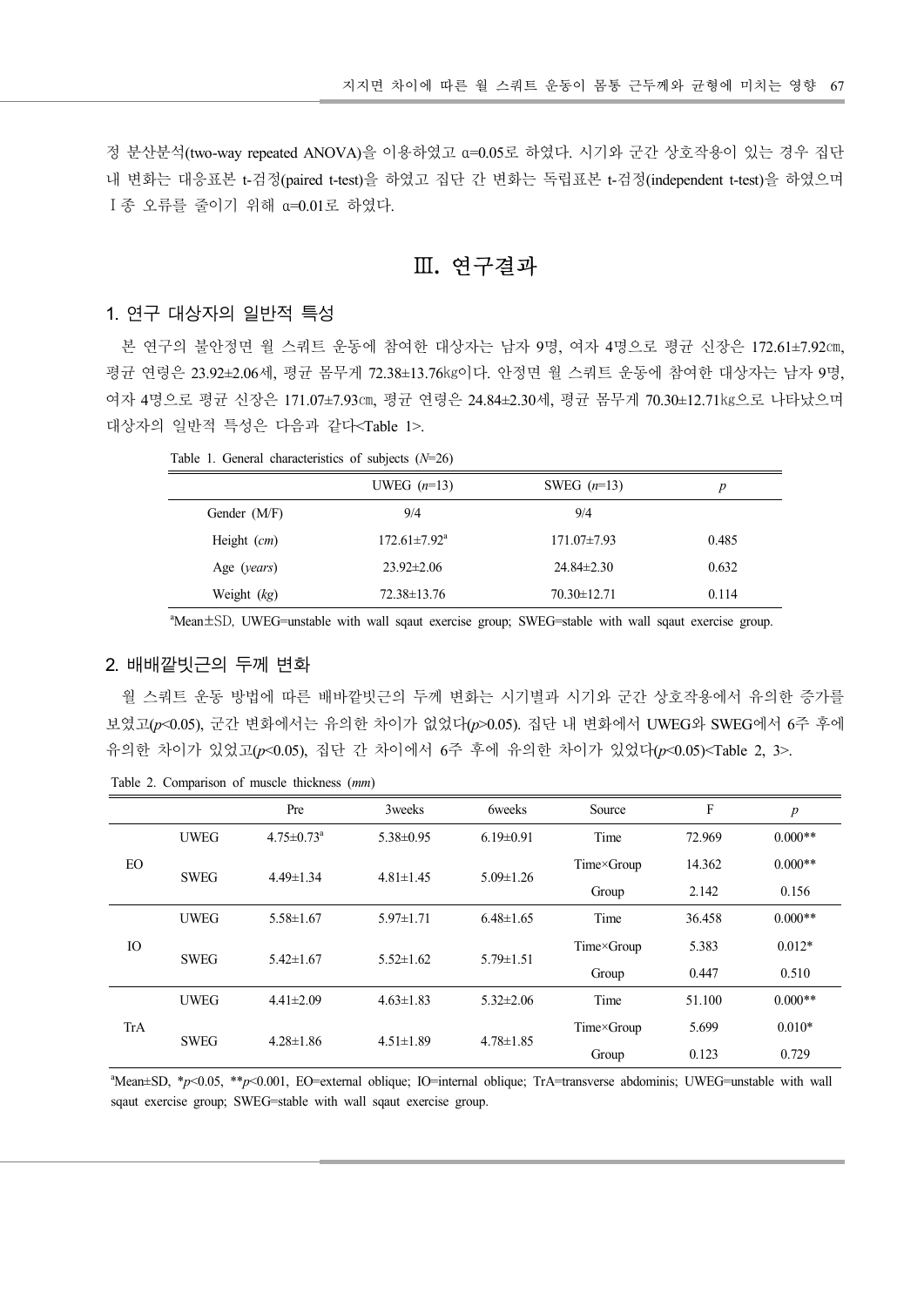정 분산분석(two-way repeated ANOVA)을 이용하였고 α=0.05로 하였다. 시기와 군간 상호작용이 있는 경우 집단 내 변화는 대응표본 t-검정(paired t-test)을 하였고 집단 간 변화는 독립표본 t-검정(independent t-test)을 하였으며 Ⅰ종 오류를 줄이기 위해 α=0.01로 하였다.

# Ⅲ. 연구결과

## 1. 연구 대상자의 일반적 특성

본 연구의 불안정면 월 스쿼트 운동에 참여한 대상자는 남자 9명, 여자 4명으로 평균 신장은 172.61±7.92㎝, 평균 연령은 23.92±2.06세, 평균 몸무게 72.38±13.76㎏이다. 안정면 월 스쿼트 운동에 참여한 대상자는 남자 9명, 여자 4명으로 평균 신장은 171.07±7.93㎝, 평균 연령은 24.84±2.30세, 평균 몸무게 70.30±12.71㎏으로 나타났으며 대상자의 일반적 특성은 다음과 같다<Table 1>.

Table 1. General characteristics of subjects (*N*=26)

| | UWEG (*n*=13) | SWEG (*n*=13) | *p* |
|---|---|---|---|
| Gender (M/F) | 9/4 | 9/4 | |
| Height (*cm*) | 172.61±7.92[a] | 171.07±7.93 | 0.485 |
| Age (*years*) | 23.92±2.06 | 24.84±2.30 | 0.632 |
| Weight (*kg*) | 72.38±13.76 | 70.30±12.71 | 0.114 |

[a]Mean±SD, UWEG=unstable with wall sqaut exercise group; SWEG=stable with wall sqaut exercise group.

## 2. 배배깥빗근의 두께 변화

월 스쿼트 운동 방법에 따른 배바깥빗근의 두께 변화는 시기별과 시기와 군간 상호작용에서 유의한 증가를 보였고($p$<0.05), 군간 변화에서는 유의한 차이가 없었다($p$>0.05). 집단 내 변화에서 UWEG와 SWEG에서 6주 후에 유의한 차이가 있었고($p$<0.05), 집단 간 차이에서 6주 후에 유의한 차이가 있었다($p$<0.05)<Table 2, 3>.

Table 2. Comparison of muscle thickness (*mm*)

| | | Pre | 3weeks | 6weeks | Source | F | *p* |
|---|---|---|---|---|---|---|---|
| EO | UWEG | 4.75±0.73[a] | 5.38±0.95 | 6.19±0.91 | Time | 72.969 | 0.000** |
| | SWEG | 4.49±1.34 | 4.81±1.45 | 5.09±1.26 | Time×Group | 14.362 | 0.000** |
| | | | | | Group | 2.142 | 0.156 |
| IO | UWEG | 5.58±1.67 | 5.97±1.71 | 6.48±1.65 | Time | 36.458 | 0.000** |
| | SWEG | 5.42±1.67 | 5.52±1.62 | 5.79±1.51 | Time×Group | 5.383 | 0.012* |
| | | | | | Group | 0.447 | 0.510 |
| TrA | UWEG | 4.41±2.09 | 4.63±1.83 | 5.32±2.06 | Time | 51.100 | 0.000** |
| | SWEG | 4.28±1.86 | 4.51±1.89 | 4.78±1.85 | Time×Group | 5.699 | 0.010* |
| | | | | | Group | 0.123 | 0.729 |

[a]Mean±SD, \*$p$<0.05, \*\*$p$<0.001, EO=external oblique; IO=internal oblique; TrA=transverse abdominis; UWEG=unstable with wall sqaut exercise group; SWEG=stable with wall sqaut exercise group.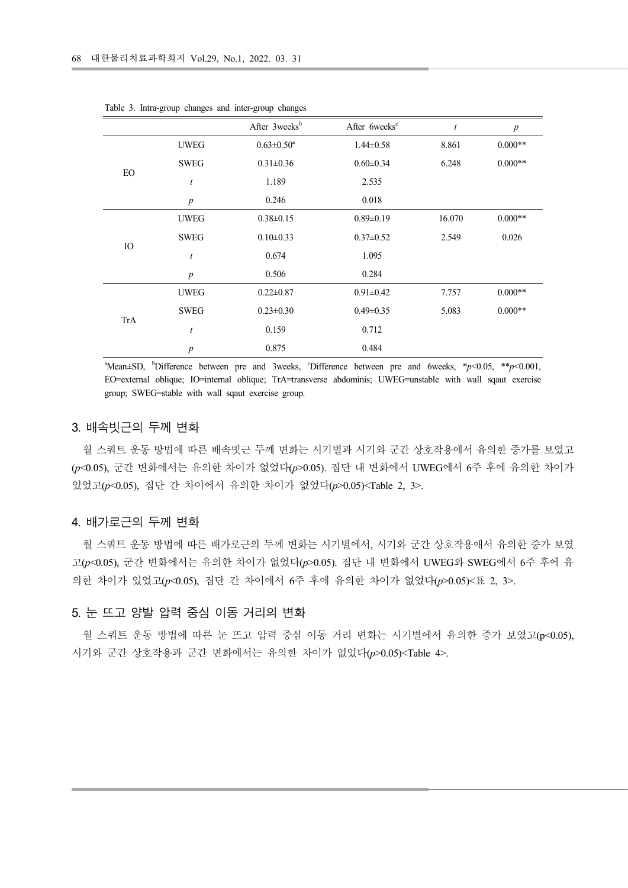Table 3. Intra-group changes and inter-group changes

| | | After 3weeks[b] | After 6weeks[c] | $t$ | $p$ |
|---|---|---|---|---|---|
| EO | UWEG | 0.63±0.50[a] | 1.44±0.58 | 8.861 | 0.000** |
| | SWEG | 0.31±0.36 | 0.60±0.34 | 6.248 | 0.000** |
| | $t$ | 1.189 | 2.535 | | |
| | $p$ | 0.246 | 0.018 | | |
| IO | UWEG | 0.38±0.15 | 0.89±0.19 | 16.070 | 0.000** |
| | SWEG | 0.10±0.33 | 0.37±0.52 | 2.549 | 0.026 |
| | $t$ | 0.674 | 1.095 | | |
| | $p$ | 0.506 | 0.284 | | |
| TrA | UWEG | 0.22±0.87 | 0.91±0.42 | 7.757 | 0.000** |
| | SWEG | 0.23±0.30 | 0.49±0.35 | 5.083 | 0.000** |
| | $t$ | 0.159 | 0.712 | | |
| | $p$ | 0.875 | 0.484 | | |

[a]Mean±SD, [b]Difference between pre and 3weeks, [c]Difference between pre and 6weeks, *$p<0.05$, **$p<0.001$, EO=external oblique; IO=internal oblique; TrA=transverse abdominis; UWEG=unstable with wall sqaut exercise group; SWEG=stable with wall sqaut exercise group.

## 3. 배속빗근의 두께 변화

월 스쿼트 운동 방법에 따른 배속빗근 두께 변화는 시기별과 시기와 군간 상호작용에서 유의한 증가를 보였고($p<0.05$), 군간 변화에서는 유의한 차이가 없었다($p>0.05$). 집단 내 변화에서 UWEG에서 6주 후에 유의한 차이가 있었고($p<0.05$), 집단 간 차이에서 유의한 차이가 없었다($p>0.05$)<Table 2, 3>.

## 4. 배가로근의 두께 변화

월 스쿼트 운동 방법에 따른 배가로근의 두께 변화는 시기별에서, 시기와 군간 상호작용에서 유의한 증가 보였고($p<0.05$), 군간 변화에서는 유의한 차이가 없었다($p>0.05$). 집단 내 변화에서 UWEG와 SWEG에서 6주 후에 유의한 차이가 있었고($p<0.05$), 집단 간 차이에서 6주 후에 유의한 차이가 없었다($p>0.05$)<표 2, 3>.

## 5. 눈 뜨고 양발 압력 중심 이동 거리의 변화

월 스쿼트 운동 방법에 따른 눈 뜨고 압력 중심 이동 거리 변화는 시기별에서 유의한 증가 보였고($p<0.05$), 시기와 군간 상호작용과 군간 변화에서는 유의한 차이가 없었다($p>0.05$)<Table 4>.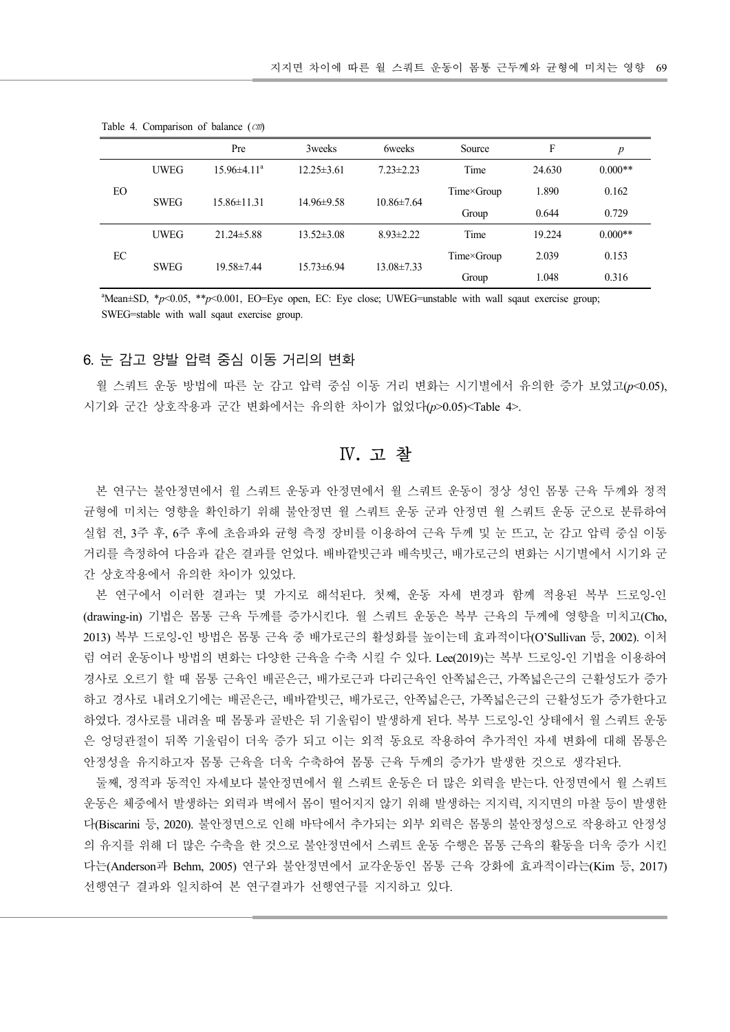Table 4. Comparison of balance (㎝)

| | | Pre | 3weeks | 6weeks | Source | F | *p* |
|---|---|---|---|---|---|---|---|
| EO | UWEG | 15.96±4.11[a] | 12.25±3.61 | 7.23±2.23 | Time | 24.630 | 0.000** |
| | SWEG | 15.86±11.31 | 14.96±9.58 | 10.86±7.64 | Time×Group | 1.890 | 0.162 |
| | | | | | Group | 0.644 | 0.729 |
| EC | UWEG | 21.24±5.88 | 13.52±3.08 | 8.93±2.22 | Time | 19.224 | 0.000** |
| | SWEG | 19.58±7.44 | 15.73±6.94 | 13.08±7.33 | Time×Group | 2.039 | 0.153 |
| | | | | | Group | 1.048 | 0.316 |

[a]Mean±SD, \*$p$<0.05, \*\*$p$<0.001, EO=Eye open, EC: Eye close; UWEG=unstable with wall sqaut exercise group; SWEG=stable with wall sqaut exercise group.

### 6. 눈 감고 양발 압력 중심 이동 거리의 변화

월 스쿼트 운동 방법에 따른 눈 감고 압력 중심 이동 거리 변화는 시기별에서 유의한 증가 보였고($p$<0.05), 시기와 군간 상호작용과 군간 변화에서는 유의한 차이가 없었다($p$>0.05)<Table 4>.

## Ⅳ. 고 찰

본 연구는 불안정면에서 월 스쿼트 운동과 안정면에서 월 스쿼트 운동이 정상 성인 몸통 근육 두께와 정적 균형에 미치는 영향을 확인하기 위해 불안정면 월 스쿼트 운동 군과 안정면 월 스쿼트 운동 군으로 분류하여 실험 전, 3주 후, 6주 후에 초음파와 균형 측정 장비를 이용하여 근육 두께 및 눈 뜨고, 눈 감고 압력 중심 이동 거리를 측정하여 다음과 같은 결과를 얻었다. 배바깥빗근과 배속빗근, 배가로근의 변화는 시기별에서 시기와 군간 상호작용에서 유의한 차이가 있었다.

본 연구에서 이러한 결과는 몇 가지로 해석된다. 첫째, 운동 자세 변경과 함께 적용된 복부 드로잉-인(drawing-in) 기법은 몸통 근육 두께를 증가시킨다. 월 스쿼트 운동은 복부 근육의 두께에 영향을 미치고(Cho, 2013) 복부 드로잉-인 방법은 몸통 근육 중 배가로근의 활성화를 높이는데 효과적이다(O'Sullivan 등, 2002). 이처럼 여러 운동이나 방법의 변화는 다양한 근육을 수축 시킬 수 있다. Lee(2019)는 복부 드로잉-인 기법을 이용하여 경사로 오르기 할 때 몸통 근육인 배곧은근, 배가로근과 다리근육인 안쪽넓은근, 가쪽넓은근의 근활성도가 증가하고 경사로 내려오기에는 배곧은근, 배바깥빗근, 배가로근, 안쪽넓은근, 가쪽넓은근의 근활성도가 증가한다고 하였다. 경사로를 내려올 때 몸통과 골반은 뒤 기울림이 발생하게 된다. 복부 드로잉-인 상태에서 월 스쿼트 운동은 엉덩관절이 뒤쪽 기울림이 더욱 증가 되고 이는 외적 동요로 작용하여 추가적인 자세 변화에 대해 몸통은 안정성을 유지하고자 몸통 근육을 더욱 수축하여 몸통 근육 두께의 증가가 발생한 것으로 생각된다.

둘째, 정적과 동적인 자세보다 불안정면에서 월 스쿼트 운동은 더 많은 외력을 받는다. 안정면에서 월 스쿼트 운동은 체중에서 발생하는 외력과 벽에서 몸이 떨어지지 않기 위해 발생하는 지지력, 지지면의 마찰 등이 발생한다(Biscarini 등, 2020). 불안정면으로 인해 바닥에서 추가되는 외부 외력은 몸통의 불안정성으로 작용하고 안정성의 유지를 위해 더 많은 수축을 한 것으로 불안정면에서 스쿼트 운동 수행은 몸통 근육의 활동을 더욱 증가 시킨다는(Anderson과 Behm, 2005) 연구와 불안정면에서 교각운동인 몸통 근육 강화에 효과적이라는(Kim 등, 2017) 선행연구 결과와 일치하여 본 연구결과가 선행연구를 지지하고 있다.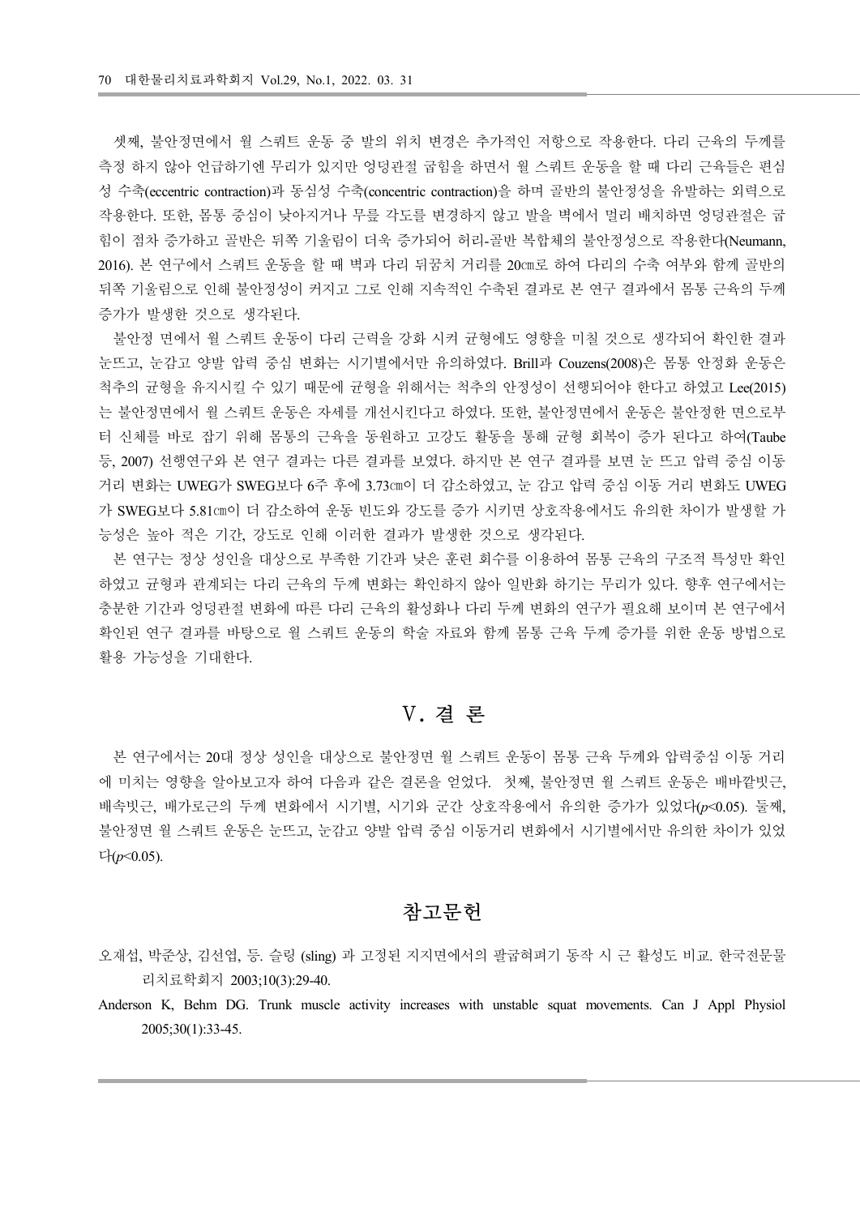셋째, 불안정면에서 월 스쿼트 운동 중 발의 위치 변경은 추가적인 저항으로 작용한다. 다리 근육의 두께를 측정 하지 않아 언급하기엔 무리가 있지만 엉덩관절 굽힘을 하면서 월 스쿼트 운동을 할 때 다리 근육들은 편심성 수축(eccentric contraction)과 동심성 수축(concentric contraction)을 하며 골반의 불안정성을 유발하는 외력으로 작용한다. 또한, 몸통 중심이 낮아지거나 무릎 각도를 변경하지 않고 발을 벽에서 멀리 배치하면 엉덩관절은 굽힘이 점차 증가하고 골반은 뒤쪽 기울림이 더욱 증가되어 허리-골반 복합체의 불안정성으로 작용한다(Neumann, 2016). 본 연구에서 스쿼트 운동을 할 때 벽과 다리 뒤꿈치 거리를 20㎝로 하여 다리의 수축 여부와 함께 골반의 뒤쪽 기울림으로 인해 불안정성이 커지고 그로 인해 지속적인 수축된 결과로 본 연구 결과에서 몸통 근육의 두께 증가가 발생한 것으로 생각된다.

불안정 면에서 월 스쿼트 운동이 다리 근력을 강화 시켜 균형에도 영향을 미칠 것으로 생각되어 확인한 결과 눈뜨고, 눈감고 양발 압력 중심 변화는 시기별에서만 유의하였다. Brill과 Couzens(2008)은 몸통 안정화 운동은 척추의 균형을 유지시킬 수 있기 때문에 균형을 위해서는 척추의 안정성이 선행되어야 한다고 하였고 Lee(2015)는 불안정면에서 월 스쿼트 운동은 자세를 개선시킨다고 하였다. 또한, 불안정면에서 운동은 불안정한 면으로부터 신체를 바로 잡기 위해 몸통의 근육을 동원하고 고강도 활동을 통해 균형 회복이 증가 된다고 하여(Taube 등, 2007) 선행연구와 본 연구 결과는 다른 결과를 보였다. 하지만 본 연구 결과를 보면 눈 뜨고 압력 중심 이동 거리 변화는 UWEG가 SWEG보다 6주 후에 3.73㎝이 더 감소하였고, 눈 감고 압력 중심 이동 거리 변화도 UWEG가 SWEG보다 5.81㎝이 더 감소하여 운동 빈도와 강도를 증가 시키면 상호작용에서도 유의한 차이가 발생할 가능성은 높아 적은 기간, 강도로 인해 이러한 결과가 발생한 것으로 생각된다.

본 연구는 정상 성인을 대상으로 부족한 기간과 낮은 훈련 회수를 이용하여 몸통 근육의 구조적 특성만 확인하였고 균형과 관계되는 다리 근육의 두께 변화는 확인하지 않아 일반화 하기는 무리가 있다. 향후 연구에서는 충분한 기간과 엉덩관절 변화에 따른 다리 근육의 활성화나 다리 두께 변화의 연구가 필요해 보이며 본 연구에서 확인된 연구 결과를 바탕으로 월 스쿼트 운동의 학술 자료와 함께 몸통 근육 두께 증가를 위한 운동 방법으로 활용 가능성을 기대한다.

## Ⅴ. 결 론

본 연구에서는 20대 정상 성인을 대상으로 불안정면 월 스쿼트 운동이 몸통 근육 두께와 압력중심 이동 거리에 미치는 영향을 알아보고자 하여 다음과 같은 결론을 얻었다. 첫째, 불안정면 월 스쿼트 운동은 배바깥빗근, 배속빗근, 배가로근의 두께 변화에서 시기별, 시기와 군간 상호작용에서 유의한 증가가 있었다($p<0.05$). 둘째, 불안정면 월 스쿼트 운동은 눈뜨고, 눈감고 양발 압력 중심 이동거리 변화에서 시기별에서만 유의한 차이가 있었다($p<0.05$).

## 참고문헌

오재섭, 박준상, 김선엽, 등. 슬링 (sling) 과 고정된 지지면에서의 팔굽혀펴기 동작 시 근 활성도 비교. 한국전문물리치료학회지 2003;10(3):29-40.

Anderson K, Behm DG. Trunk muscle activity increases with unstable squat movements. Can J Appl Physiol 2005;30(1):33-45.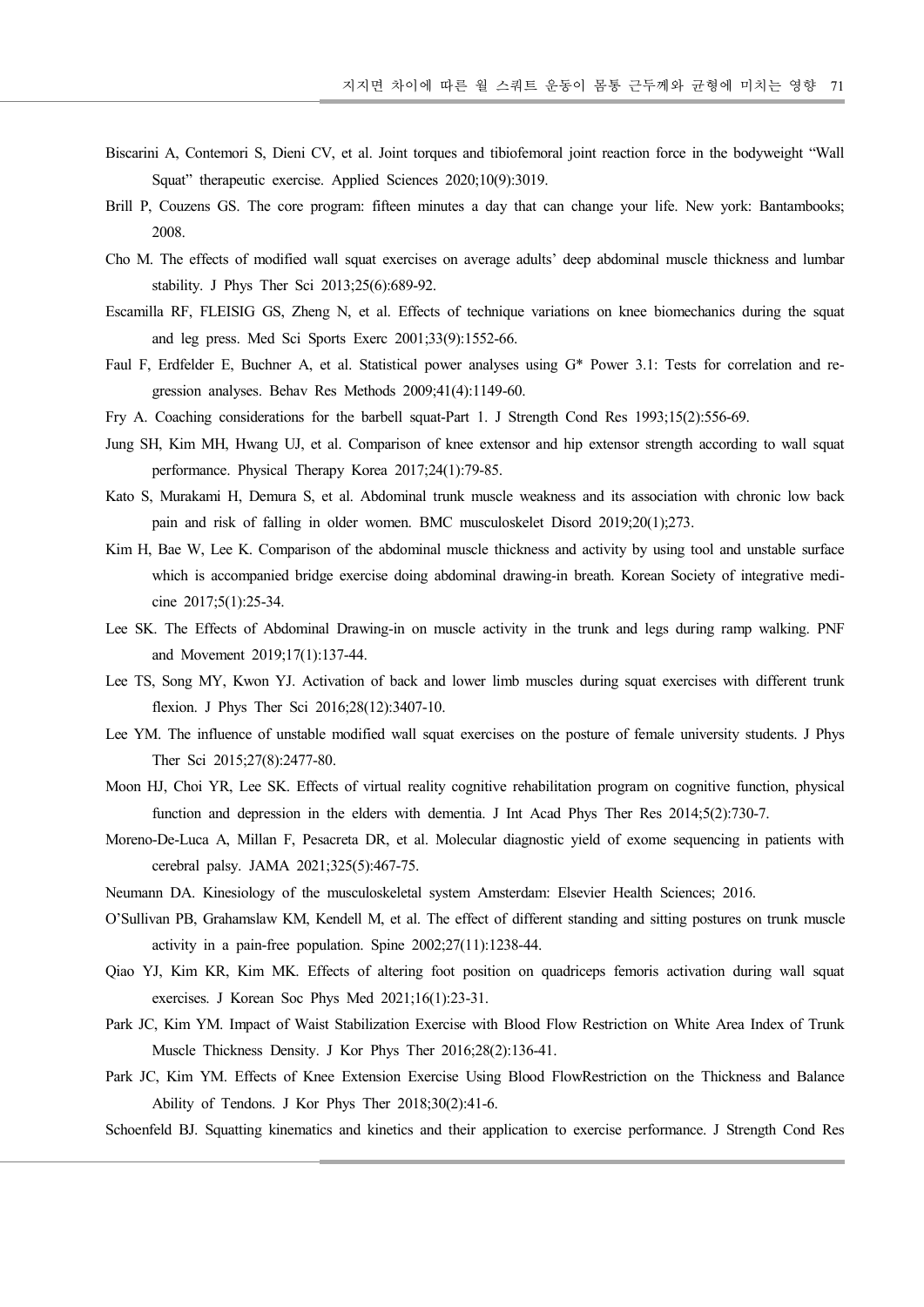Biscarini A, Contemori S, Dieni CV, et al. Joint torques and tibiofemoral joint reaction force in the bodyweight "Wall Squat" therapeutic exercise. Applied Sciences 2020;10(9):3019.

Brill P, Couzens GS. The core program: fifteen minutes a day that can change your life. New york: Bantambooks; 2008.

Cho M. The effects of modified wall squat exercises on average adults' deep abdominal muscle thickness and lumbar stability. J Phys Ther Sci 2013;25(6):689-92.

Escamilla RF, FLEISIG GS, Zheng N, et al. Effects of technique variations on knee biomechanics during the squat and leg press. Med Sci Sports Exerc 2001;33(9):1552-66.

Faul F, Erdfelder E, Buchner A, et al. Statistical power analyses using G* Power 3.1: Tests for correlation and regression analyses. Behav Res Methods 2009;41(4):1149-60.

Fry A. Coaching considerations for the barbell squat-Part 1. J Strength Cond Res 1993;15(2):556-69.

Jung SH, Kim MH, Hwang UJ, et al. Comparison of knee extensor and hip extensor strength according to wall squat performance. Physical Therapy Korea 2017;24(1):79-85.

Kato S, Murakami H, Demura S, et al. Abdominal trunk muscle weakness and its association with chronic low back pain and risk of falling in older women. BMC musculoskelet Disord 2019;20(1);273.

Kim H, Bae W, Lee K. Comparison of the abdominal muscle thickness and activity by using tool and unstable surface which is accompanied bridge exercise doing abdominal drawing-in breath. Korean Society of integrative medicine 2017;5(1):25-34.

Lee SK. The Effects of Abdominal Drawing-in on muscle activity in the trunk and legs during ramp walking. PNF and Movement 2019;17(1):137-44.

Lee TS, Song MY, Kwon YJ. Activation of back and lower limb muscles during squat exercises with different trunk flexion. J Phys Ther Sci 2016;28(12):3407-10.

Lee YM. The influence of unstable modified wall squat exercises on the posture of female university students. J Phys Ther Sci 2015;27(8):2477-80.

Moon HJ, Choi YR, Lee SK. Effects of virtual reality cognitive rehabilitation program on cognitive function, physical function and depression in the elders with dementia. J Int Acad Phys Ther Res 2014;5(2):730-7.

Moreno-De-Luca A, Millan F, Pesacreta DR, et al. Molecular diagnostic yield of exome sequencing in patients with cerebral palsy. JAMA 2021;325(5):467-75.

Neumann DA. Kinesiology of the musculoskeletal system Amsterdam: Elsevier Health Sciences; 2016.

O'Sullivan PB, Grahamslaw KM, Kendell M, et al. The effect of different standing and sitting postures on trunk muscle activity in a pain-free population. Spine 2002;27(11):1238-44.

Qiao YJ, Kim KR, Kim MK. Effects of altering foot position on quadriceps femoris activation during wall squat exercises. J Korean Soc Phys Med 2021;16(1):23-31.

Park JC, Kim YM. Impact of Waist Stabilization Exercise with Blood Flow Restriction on White Area Index of Trunk Muscle Thickness Density. J Kor Phys Ther 2016;28(2):136-41.

Park JC, Kim YM. Effects of Knee Extension Exercise Using Blood FlowRestriction on the Thickness and Balance Ability of Tendons. J Kor Phys Ther 2018;30(2):41-6.

Schoenfeld BJ. Squatting kinematics and kinetics and their application to exercise performance. J Strength Cond Res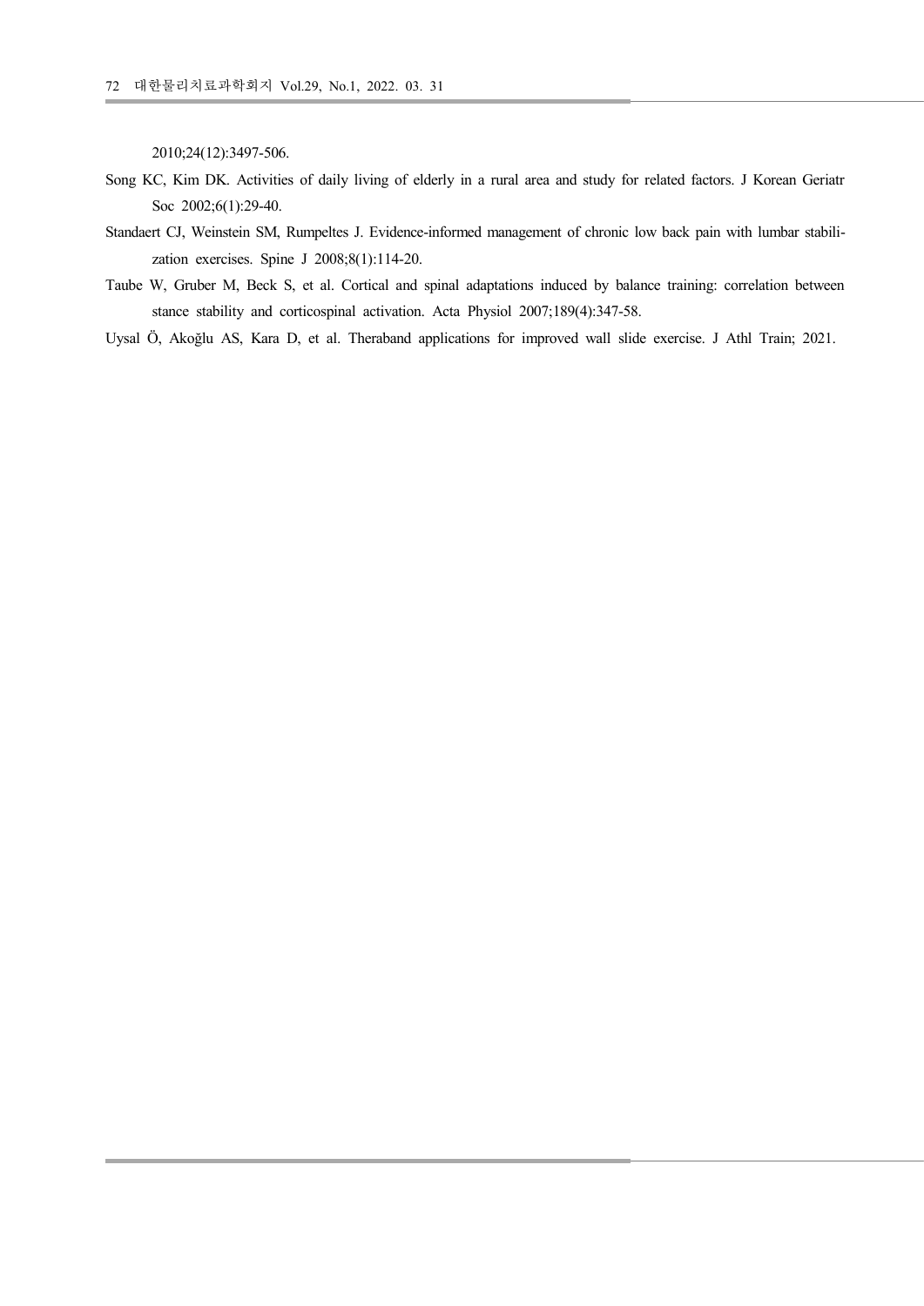2010;24(12):3497-506.

Song KC, Kim DK. Activities of daily living of elderly in a rural area and study for related factors. J Korean Geriatr Soc 2002;6(1):29-40.

Standaert CJ, Weinstein SM, Rumpeltes J. Evidence-informed management of chronic low back pain with lumbar stabilization exercises. Spine J 2008;8(1):114-20.

Taube W, Gruber M, Beck S, et al. Cortical and spinal adaptations induced by balance training: correlation between stance stability and corticospinal activation. Acta Physiol 2007;189(4):347-58.

Uysal Ö, Akoğlu AS, Kara D, et al. Theraband applications for improved wall slide exercise. J Athl Train; 2021.